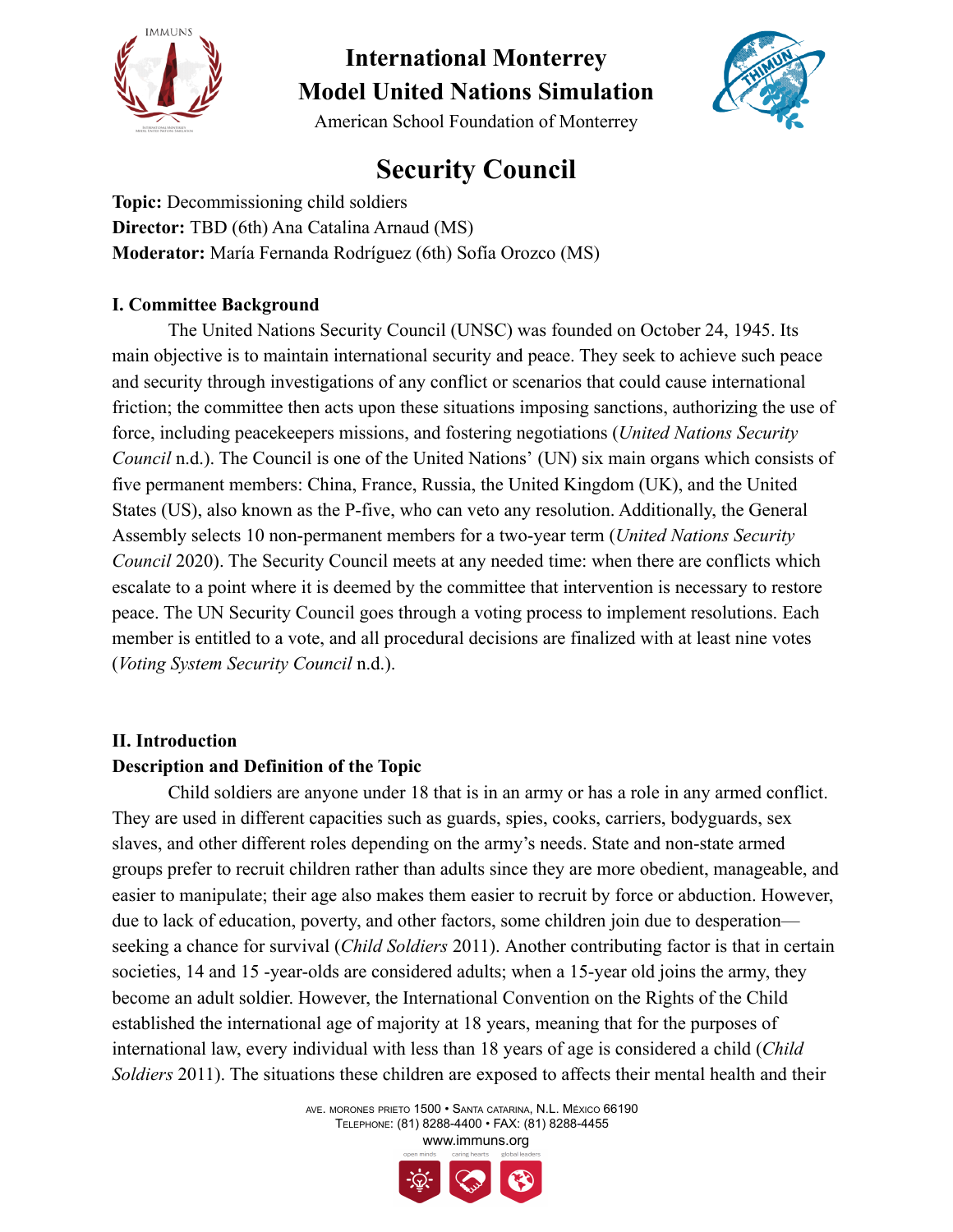# International Monterrey Model United Nations Simulation

American School Foundation of Monterrey

## Security Council

**Topic:** Decommissioning child soldiers
**Director:** TBD (6th) Ana Catalina Arnaud (MS)
**Moderator:** María Fernanda Rodríguez (6th) Sofía Orozco (MS)

### I. Committee Background

The United Nations Security Council (UNSC) was founded on October 24, 1945. Its main objective is to maintain international security and peace. They seek to achieve such peace and security through investigations of any conflict or scenarios that could cause international friction; the committee then acts upon these situations imposing sanctions, authorizing the use of force, including peacekeepers missions, and fostering negotiations (*United Nations Security Council* n.d.). The Council is one of the United Nations' (UN) six main organs which consists of five permanent members: China, France, Russia, the United Kingdom (UK), and the United States (US), also known as the P-five, who can veto any resolution. Additionally, the General Assembly selects 10 non-permanent members for a two-year term (*United Nations Security Council* 2020). The Security Council meets at any needed time: when there are conflicts which escalate to a point where it is deemed by the committee that intervention is necessary to restore peace. The UN Security Council goes through a voting process to implement resolutions. Each member is entitled to a vote, and all procedural decisions are finalized with at least nine votes (*Voting System Security Council* n.d.).

### II. Introduction

**Description and Definition of the Topic**

Child soldiers are anyone under 18 that is in an army or has a role in any armed conflict. They are used in different capacities such as guards, spies, cooks, carriers, bodyguards, sex slaves, and other different roles depending on the army's needs. State and non-state armed groups prefer to recruit children rather than adults since they are more obedient, manageable, and easier to manipulate; their age also makes them easier to recruit by force or abduction. However, due to lack of education, poverty, and other factors, some children join due to desperation—seeking a chance for survival (*Child Soldiers* 2011). Another contributing factor is that in certain societies, 14 and 15 -year-olds are considered adults; when a 15-year old joins the army, they become an adult soldier. However, the International Convention on the Rights of the Child established the international age of majority at 18 years, meaning that for the purposes of international law, every individual with less than 18 years of age is considered a child (*Child Soldiers* 2011). The situations these children are exposed to affects their mental health and their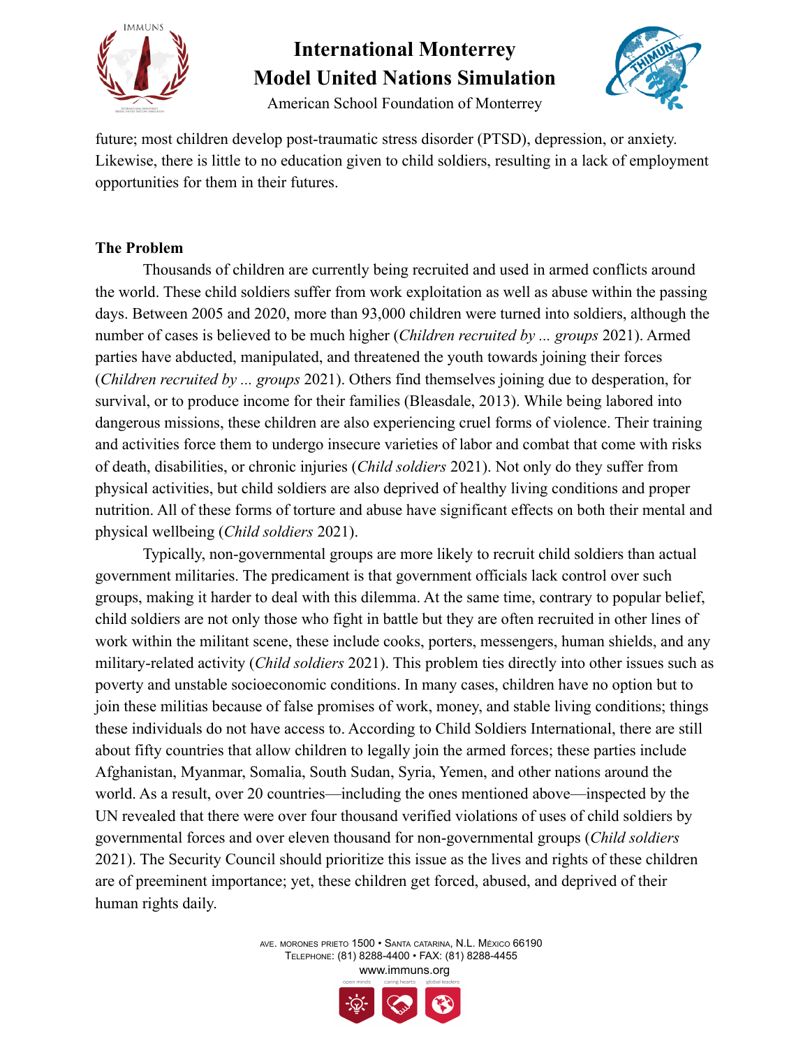future; most children develop post-traumatic stress disorder (PTSD), depression, or anxiety. Likewise, there is little to no education given to child soldiers, resulting in a lack of employment opportunities for them in their futures.

**The Problem**

Thousands of children are currently being recruited and used in armed conflicts around the world. These child soldiers suffer from work exploitation as well as abuse within the passing days. Between 2005 and 2020, more than 93,000 children were turned into soldiers, although the number of cases is believed to be much higher (*Children recruited by ... groups* 2021). Armed parties have abducted, manipulated, and threatened the youth towards joining their forces (*Children recruited by ... groups* 2021). Others find themselves joining due to desperation, for survival, or to produce income for their families (Bleasdale, 2013). While being labored into dangerous missions, these children are also experiencing cruel forms of violence. Their training and activities force them to undergo insecure varieties of labor and combat that come with risks of death, disabilities, or chronic injuries (*Child soldiers* 2021). Not only do they suffer from physical activities, but child soldiers are also deprived of healthy living conditions and proper nutrition. All of these forms of torture and abuse have significant effects on both their mental and physical wellbeing (*Child soldiers* 2021).

Typically, non-governmental groups are more likely to recruit child soldiers than actual government militaries. The predicament is that government officials lack control over such groups, making it harder to deal with this dilemma. At the same time, contrary to popular belief, child soldiers are not only those who fight in battle but they are often recruited in other lines of work within the militant scene, these include cooks, porters, messengers, human shields, and any military-related activity (*Child soldiers* 2021). This problem ties directly into other issues such as poverty and unstable socioeconomic conditions. In many cases, children have no option but to join these militias because of false promises of work, money, and stable living conditions; things these individuals do not have access to. According to Child Soldiers International, there are still about fifty countries that allow children to legally join the armed forces; these parties include Afghanistan, Myanmar, Somalia, South Sudan, Syria, Yemen, and other nations around the world. As a result, over 20 countries—including the ones mentioned above—inspected by the UN revealed that there were over four thousand verified violations of uses of child soldiers by governmental forces and over eleven thousand for non-governmental groups (*Child soldiers* 2021). The Security Council should prioritize this issue as the lives and rights of these children are of preeminent importance; yet, these children get forced, abused, and deprived of their human rights daily.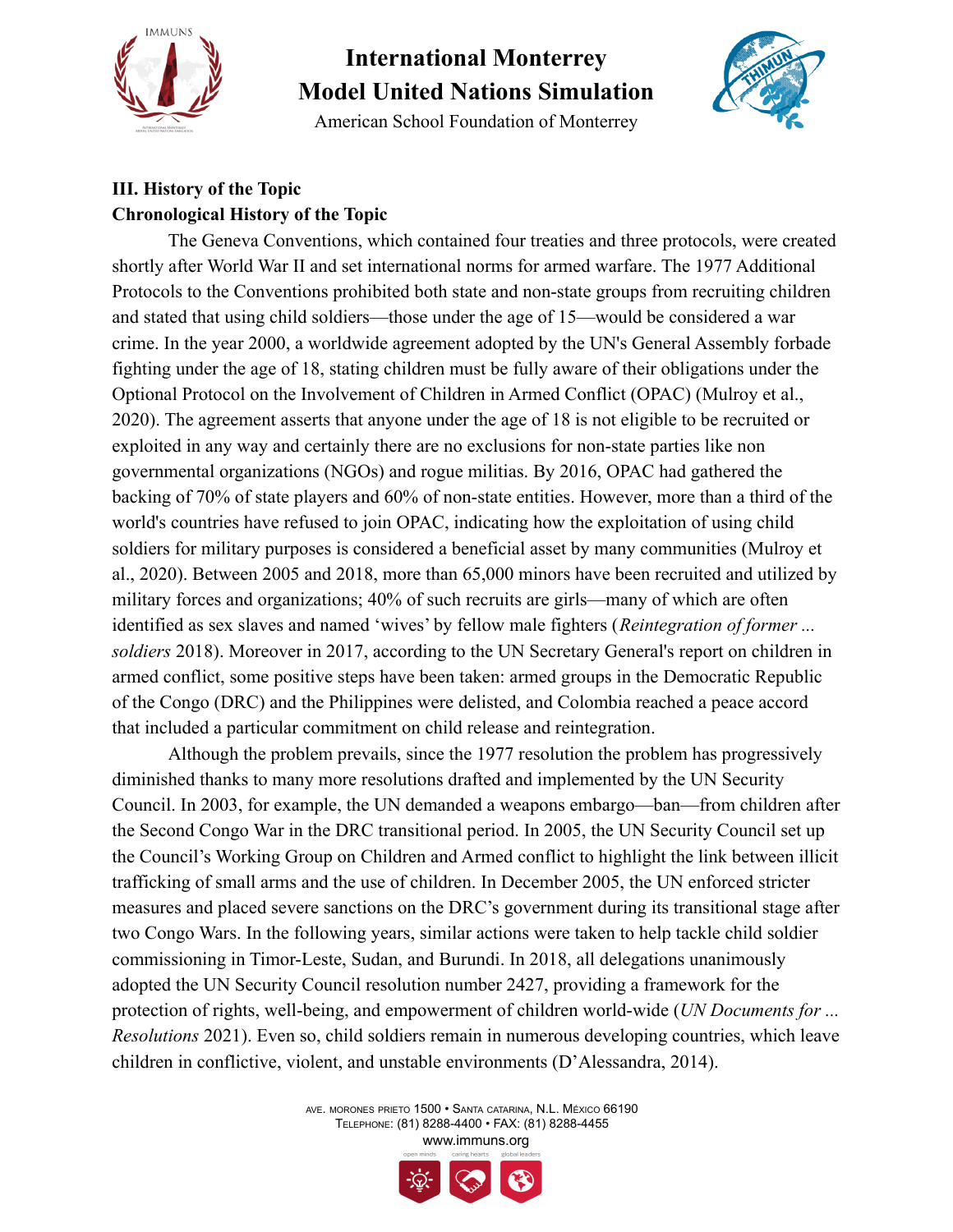**III. History of the Topic**

**Chronological History of the Topic**

The Geneva Conventions, which contained four treaties and three protocols, were created shortly after World War II and set international norms for armed warfare. The 1977 Additional Protocols to the Conventions prohibited both state and non-state groups from recruiting children and stated that using child soldiers—those under the age of 15—would be considered a war crime. In the year 2000, a worldwide agreement adopted by the UN's General Assembly forbade fighting under the age of 18, stating children must be fully aware of their obligations under the Optional Protocol on the Involvement of Children in Armed Conflict (OPAC) (Mulroy et al., 2020). The agreement asserts that anyone under the age of 18 is not eligible to be recruited or exploited in any way and certainly there are no exclusions for non-state parties like non governmental organizations (NGOs) and rogue militias. By 2016, OPAC had gathered the backing of 70% of state players and 60% of non-state entities. However, more than a third of the world's countries have refused to join OPAC, indicating how the exploitation of using child soldiers for military purposes is considered a beneficial asset by many communities (Mulroy et al., 2020). Between 2005 and 2018, more than 65,000 minors have been recruited and utilized by military forces and organizations; 40% of such recruits are girls—many of which are often identified as sex slaves and named 'wives' by fellow male fighters (*Reintegration of former ... soldiers* 2018). Moreover in 2017, according to the UN Secretary General's report on children in armed conflict, some positive steps have been taken: armed groups in the Democratic Republic of the Congo (DRC) and the Philippines were delisted, and Colombia reached a peace accord that included a particular commitment on child release and reintegration.

Although the problem prevails, since the 1977 resolution the problem has progressively diminished thanks to many more resolutions drafted and implemented by the UN Security Council. In 2003, for example, the UN demanded a weapons embargo—ban—from children after the Second Congo War in the DRC transitional period. In 2005, the UN Security Council set up the Council's Working Group on Children and Armed conflict to highlight the link between illicit trafficking of small arms and the use of children. In December 2005, the UN enforced stricter measures and placed severe sanctions on the DRC's government during its transitional stage after two Congo Wars. In the following years, similar actions were taken to help tackle child soldier commissioning in Timor-Leste, Sudan, and Burundi. In 2018, all delegations unanimously adopted the UN Security Council resolution number 2427, providing a framework for the protection of rights, well-being, and empowerment of children world-wide (*UN Documents for ... Resolutions* 2021). Even so, child soldiers remain in numerous developing countries, which leave children in conflictive, violent, and unstable environments (D'Alessandra, 2014).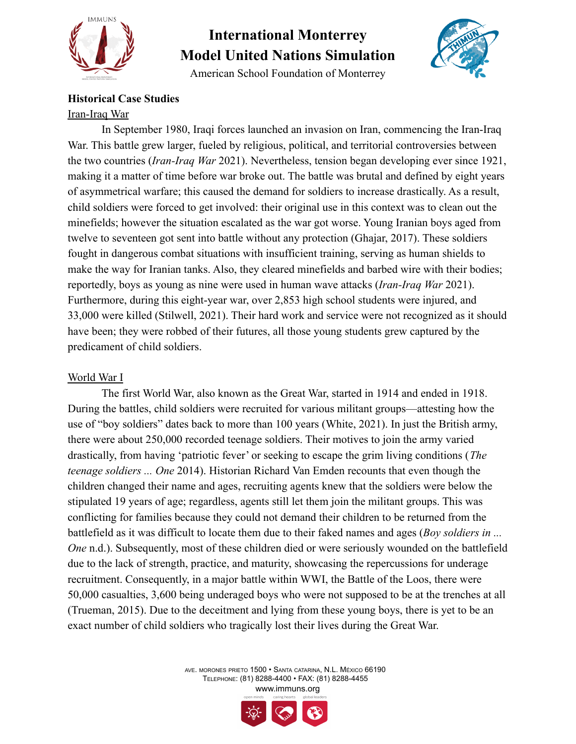**Historical Case Studies**

Iran-Iraq War

In September 1980, Iraqi forces launched an invasion on Iran, commencing the Iran-Iraq War. This battle grew larger, fueled by religious, political, and territorial controversies between the two countries (*Iran-Iraq War* 2021). Nevertheless, tension began developing ever since 1921, making it a matter of time before war broke out. The battle was brutal and defined by eight years of asymmetrical warfare; this caused the demand for soldiers to increase drastically. As a result, child soldiers were forced to get involved: their original use in this context was to clean out the minefields; however the situation escalated as the war got worse. Young Iranian boys aged from twelve to seventeen got sent into battle without any protection (Ghajar, 2017). These soldiers fought in dangerous combat situations with insufficient training, serving as human shields to make the way for Iranian tanks. Also, they cleared minefields and barbed wire with their bodies; reportedly, boys as young as nine were used in human wave attacks (*Iran-Iraq War* 2021). Furthermore, during this eight-year war, over 2,853 high school students were injured, and 33,000 were killed (Stilwell, 2021). Their hard work and service were not recognized as it should have been; they were robbed of their futures, all those young students grew captured by the predicament of child soldiers.

World War I

The first World War, also known as the Great War, started in 1914 and ended in 1918. During the battles, child soldiers were recruited for various militant groups—attesting how the use of "boy soldiers" dates back to more than 100 years (White, 2021). In just the British army, there were about 250,000 recorded teenage soldiers. Their motives to join the army varied drastically, from having 'patriotic fever' or seeking to escape the grim living conditions (*The teenage soldiers ... One* 2014). Historian Richard Van Emden recounts that even though the children changed their name and ages, recruiting agents knew that the soldiers were below the stipulated 19 years of age; regardless, agents still let them join the militant groups. This was conflicting for families because they could not demand their children to be returned from the battlefield as it was difficult to locate them due to their faked names and ages (*Boy soldiers in ... One* n.d.). Subsequently, most of these children died or were seriously wounded on the battlefield due to the lack of strength, practice, and maturity, showcasing the repercussions for underage recruitment. Consequently, in a major battle within WWI, the Battle of the Loos, there were 50,000 casualties, 3,600 being underaged boys who were not supposed to be at the trenches at all (Trueman, 2015). Due to the deceitment and lying from these young boys, there is yet to be an exact number of child soldiers who tragically lost their lives during the Great War.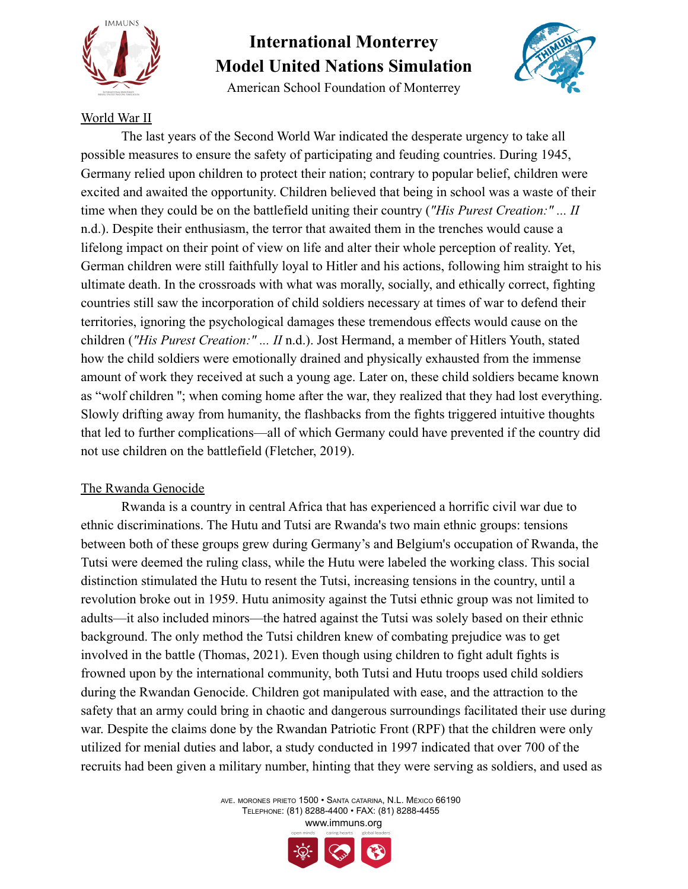World War II

The last years of the Second World War indicated the desperate urgency to take all possible measures to ensure the safety of participating and feuding countries. During 1945, Germany relied upon children to protect their nation; contrary to popular belief, children were excited and awaited the opportunity. Children believed that being in school was a waste of their time when they could be on the battlefield uniting their country (*"His Purest Creation:" ... II* n.d.). Despite their enthusiasm, the terror that awaited them in the trenches would cause a lifelong impact on their point of view on life and alter their whole perception of reality. Yet, German children were still faithfully loyal to Hitler and his actions, following him straight to his ultimate death. In the crossroads with what was morally, socially, and ethically correct, fighting countries still saw the incorporation of child soldiers necessary at times of war to defend their territories, ignoring the psychological damages these tremendous effects would cause on the children (*"His Purest Creation:" ... II* n.d.). Jost Hermand, a member of Hitlers Youth, stated how the child soldiers were emotionally drained and physically exhausted from the immense amount of work they received at such a young age. Later on, these child soldiers became known as "wolf children "; when coming home after the war, they realized that they had lost everything. Slowly drifting away from humanity, the flashbacks from the fights triggered intuitive thoughts that led to further complications—all of which Germany could have prevented if the country did not use children on the battlefield (Fletcher, 2019).

The Rwanda Genocide

Rwanda is a country in central Africa that has experienced a horrific civil war due to ethnic discriminations. The Hutu and Tutsi are Rwanda's two main ethnic groups: tensions between both of these groups grew during Germany's and Belgium's occupation of Rwanda, the Tutsi were deemed the ruling class, while the Hutu were labeled the working class. This social distinction stimulated the Hutu to resent the Tutsi, increasing tensions in the country, until a revolution broke out in 1959. Hutu animosity against the Tutsi ethnic group was not limited to adults—it also included minors—the hatred against the Tutsi was solely based on their ethnic background. The only method the Tutsi children knew of combating prejudice was to get involved in the battle (Thomas, 2021). Even though using children to fight adult fights is frowned upon by the international community, both Tutsi and Hutu troops used child soldiers during the Rwandan Genocide. Children got manipulated with ease, and the attraction to the safety that an army could bring in chaotic and dangerous surroundings facilitated their use during war. Despite the claims done by the Rwandan Patriotic Front (RPF) that the children were only utilized for menial duties and labor, a study conducted in 1997 indicated that over 700 of the recruits had been given a military number, hinting that they were serving as soldiers, and used as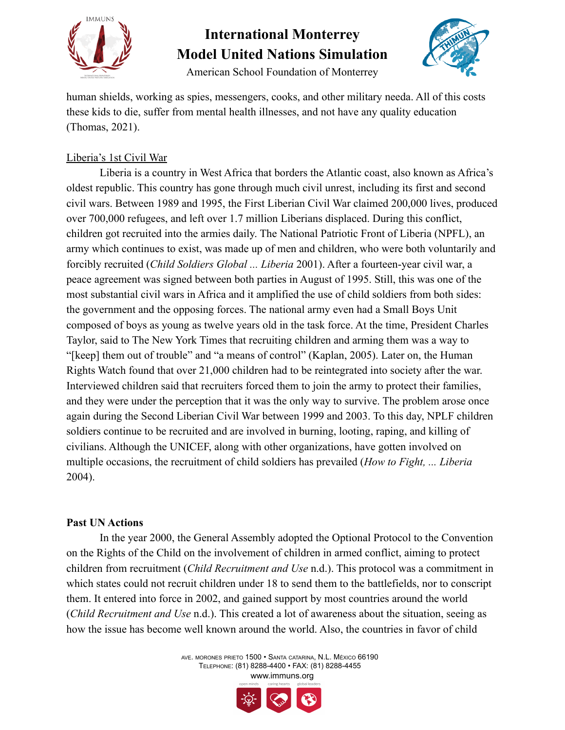human shields, working as spies, messengers, cooks, and other military needa. All of this costs these kids to die, suffer from mental health illnesses, and not have any quality education (Thomas, 2021).

Liberia's 1st Civil War

Liberia is a country in West Africa that borders the Atlantic coast, also known as Africa's oldest republic. This country has gone through much civil unrest, including its first and second civil wars. Between 1989 and 1995, the First Liberian Civil War claimed 200,000 lives, produced over 700,000 refugees, and left over 1.7 million Liberians displaced. During this conflict, children got recruited into the armies daily. The National Patriotic Front of Liberia (NPFL), an army which continues to exist, was made up of men and children, who were both voluntarily and forcibly recruited (*Child Soldiers Global ... Liberia* 2001). After a fourteen-year civil war, a peace agreement was signed between both parties in August of 1995. Still, this was one of the most substantial civil wars in Africa and it amplified the use of child soldiers from both sides: the government and the opposing forces. The national army even had a Small Boys Unit composed of boys as young as twelve years old in the task force. At the time, President Charles Taylor, said to The New York Times that recruiting children and arming them was a way to "[keep] them out of trouble" and "a means of control" (Kaplan, 2005). Later on, the Human Rights Watch found that over 21,000 children had to be reintegrated into society after the war. Interviewed children said that recruiters forced them to join the army to protect their families, and they were under the perception that it was the only way to survive. The problem arose once again during the Second Liberian Civil War between 1999 and 2003. To this day, NPLF children soldiers continue to be recruited and are involved in burning, looting, raping, and killing of civilians. Although the UNICEF, along with other organizations, have gotten involved on multiple occasions, the recruitment of child soldiers has prevailed (*How to Fight, ... Liberia* 2004).

**Past UN Actions**

In the year 2000, the General Assembly adopted the Optional Protocol to the Convention on the Rights of the Child on the involvement of children in armed conflict, aiming to protect children from recruitment (*Child Recruitment and Use* n.d.). This protocol was a commitment in which states could not recruit children under 18 to send them to the battlefields, nor to conscript them. It entered into force in 2002, and gained support by most countries around the world (*Child Recruitment and Use* n.d.). This created a lot of awareness about the situation, seeing as how the issue has become well known around the world. Also, the countries in favor of child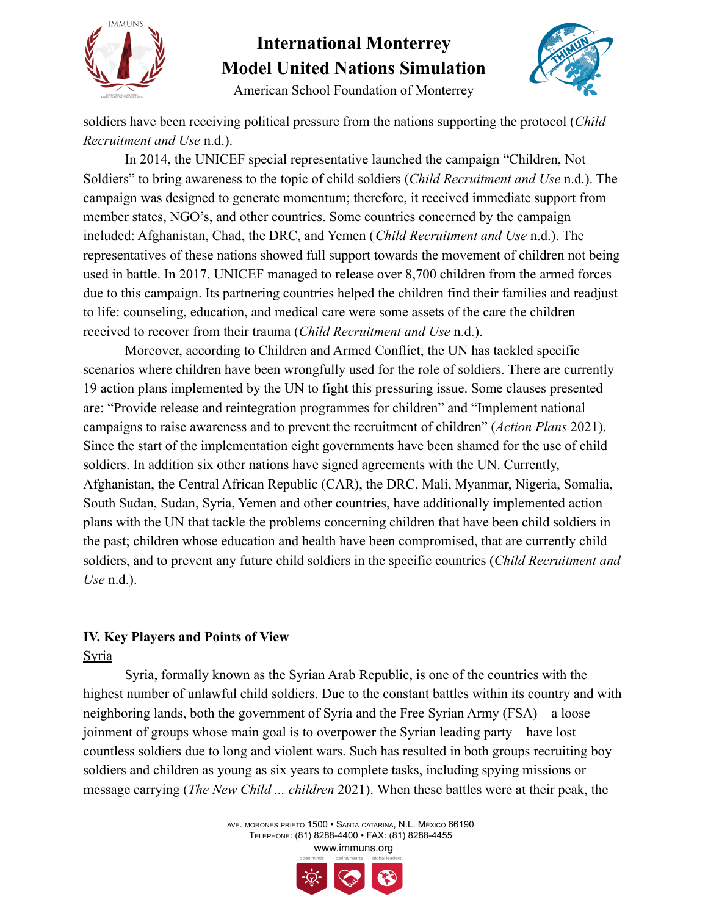soldiers have been receiving political pressure from the nations supporting the protocol (*Child Recruitment and Use* n.d.).

In 2014, the UNICEF special representative launched the campaign "Children, Not Soldiers" to bring awareness to the topic of child soldiers (*Child Recruitment and Use* n.d.). The campaign was designed to generate momentum; therefore, it received immediate support from member states, NGO's, and other countries. Some countries concerned by the campaign included: Afghanistan, Chad, the DRC, and Yemen (*Child Recruitment and Use* n.d.). The representatives of these nations showed full support towards the movement of children not being used in battle. In 2017, UNICEF managed to release over 8,700 children from the armed forces due to this campaign. Its partnering countries helped the children find their families and readjust to life: counseling, education, and medical care were some assets of the care the children received to recover from their trauma (*Child Recruitment and Use* n.d.).

Moreover, according to Children and Armed Conflict, the UN has tackled specific scenarios where children have been wrongfully used for the role of soldiers. There are currently 19 action plans implemented by the UN to fight this pressuring issue. Some clauses presented are: "Provide release and reintegration programmes for children" and "Implement national campaigns to raise awareness and to prevent the recruitment of children" (*Action Plans* 2021). Since the start of the implementation eight governments have been shamed for the use of child soldiers. In addition six other nations have signed agreements with the UN. Currently, Afghanistan, the Central African Republic (CAR), the DRC, Mali, Myanmar, Nigeria, Somalia, South Sudan, Sudan, Syria, Yemen and other countries, have additionally implemented action plans with the UN that tackle the problems concerning children that have been child soldiers in the past; children whose education and health have been compromised, that are currently child soldiers, and to prevent any future child soldiers in the specific countries (*Child Recruitment and Use* n.d.).

## IV. Key Players and Points of View

### Syria

Syria, formally known as the Syrian Arab Republic, is one of the countries with the highest number of unlawful child soldiers. Due to the constant battles within its country and with neighboring lands, both the government of Syria and the Free Syrian Army (FSA)—a loose joinment of groups whose main goal is to overpower the Syrian leading party—have lost countless soldiers due to long and violent wars. Such has resulted in both groups recruiting boy soldiers and children as young as six years to complete tasks, including spying missions or message carrying (*The New Child ... children* 2021). When these battles were at their peak, the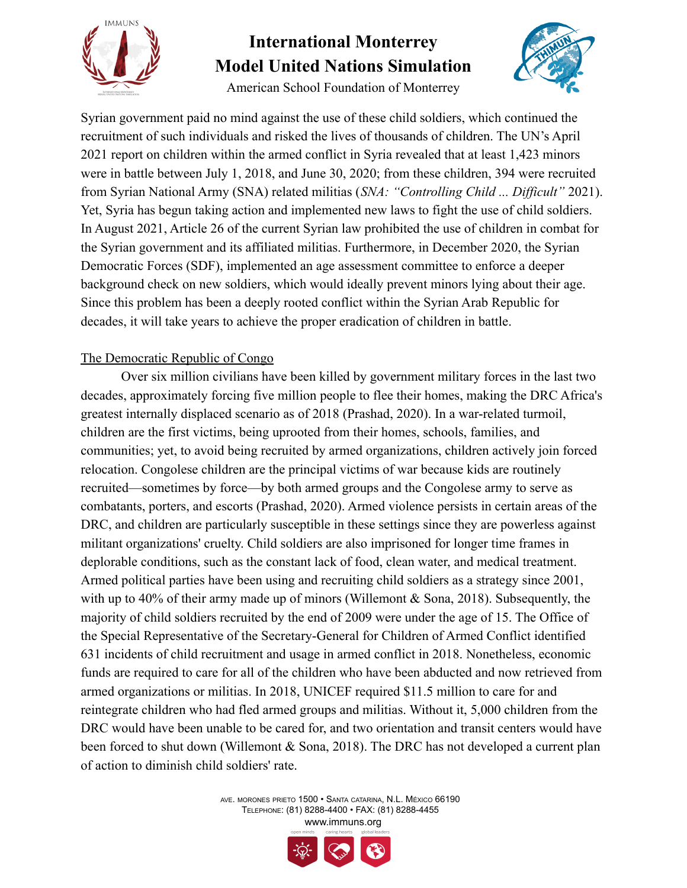Syrian government paid no mind against the use of these child soldiers, which continued the recruitment of such individuals and risked the lives of thousands of children. The UN's April 2021 report on children within the armed conflict in Syria revealed that at least 1,423 minors were in battle between July 1, 2018, and June 30, 2020; from these children, 394 were recruited from Syrian National Army (SNA) related militias (*SNA: "Controlling Child ... Difficult"* 2021). Yet, Syria has begun taking action and implemented new laws to fight the use of child soldiers. In August 2021, Article 26 of the current Syrian law prohibited the use of children in combat for the Syrian government and its affiliated militias. Furthermore, in December 2020, the Syrian Democratic Forces (SDF), implemented an age assessment committee to enforce a deeper background check on new soldiers, which would ideally prevent minors lying about their age. Since this problem has been a deeply rooted conflict within the Syrian Arab Republic for decades, it will take years to achieve the proper eradication of children in battle.

<u>The Democratic Republic of Congo</u>

Over six million civilians have been killed by government military forces in the last two decades, approximately forcing five million people to flee their homes, making the DRC Africa's greatest internally displaced scenario as of 2018 (Prashad, 2020). In a war-related turmoil, children are the first victims, being uprooted from their homes, schools, families, and communities; yet, to avoid being recruited by armed organizations, children actively join forced relocation. Congolese children are the principal victims of war because kids are routinely recruited—sometimes by force—by both armed groups and the Congolese army to serve as combatants, porters, and escorts (Prashad, 2020). Armed violence persists in certain areas of the DRC, and children are particularly susceptible in these settings since they are powerless against militant organizations' cruelty. Child soldiers are also imprisoned for longer time frames in deplorable conditions, such as the constant lack of food, clean water, and medical treatment. Armed political parties have been using and recruiting child soldiers as a strategy since 2001, with up to 40% of their army made up of minors (Willemont & Sona, 2018). Subsequently, the majority of child soldiers recruited by the end of 2009 were under the age of 15. The Office of the Special Representative of the Secretary-General for Children of Armed Conflict identified 631 incidents of child recruitment and usage in armed conflict in 2018. Nonetheless, economic funds are required to care for all of the children who have been abducted and now retrieved from armed organizations or militias. In 2018, UNICEF required $11.5 million to care for and reintegrate children who had fled armed groups and militias. Without it, 5,000 children from the DRC would have been unable to be cared for, and two orientation and transit centers would have been forced to shut down (Willemont & Sona, 2018). The DRC has not developed a current plan of action to diminish child soldiers' rate.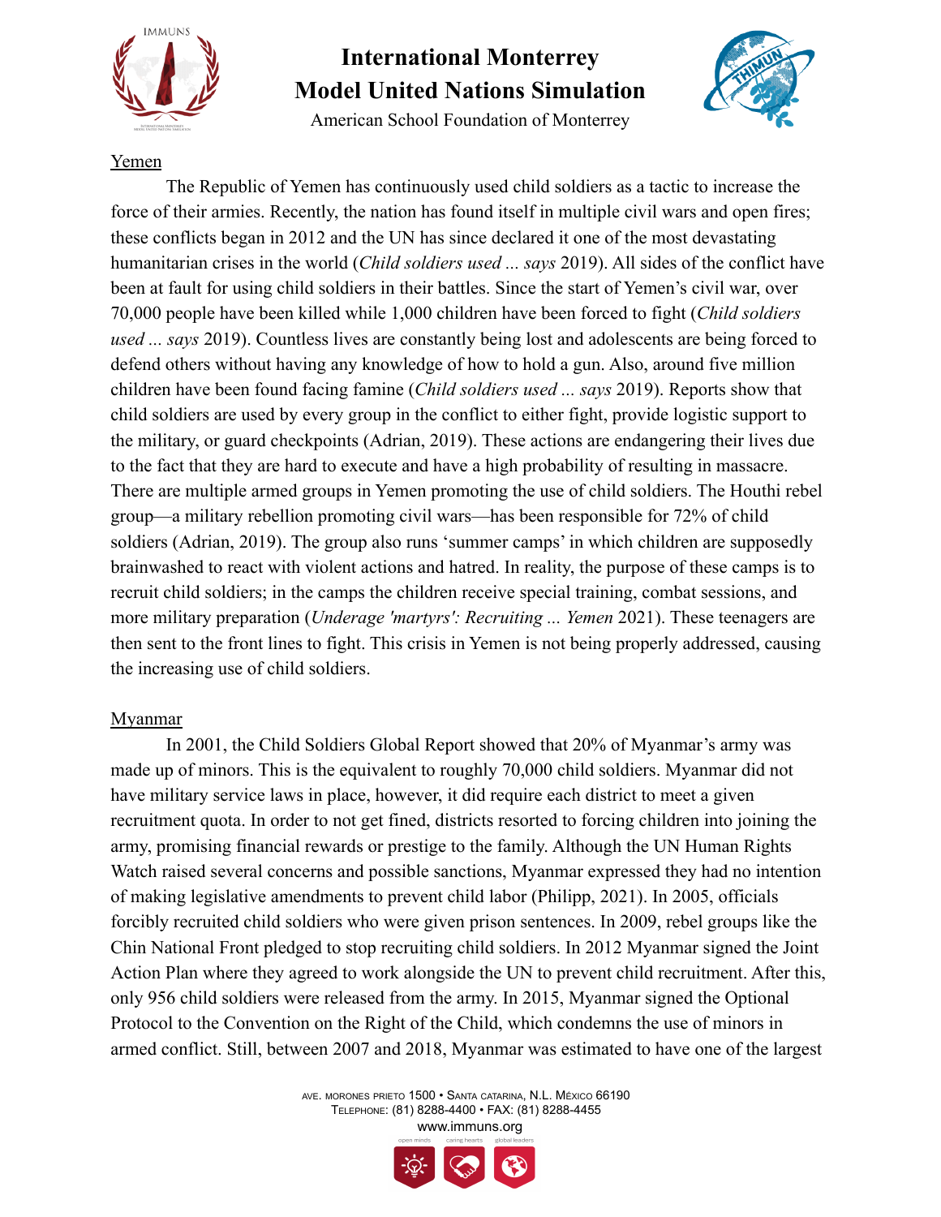Yemen

The Republic of Yemen has continuously used child soldiers as a tactic to increase the force of their armies. Recently, the nation has found itself in multiple civil wars and open fires; these conflicts began in 2012 and the UN has since declared it one of the most devastating humanitarian crises in the world (*Child soldiers used ... says* 2019). All sides of the conflict have been at fault for using child soldiers in their battles. Since the start of Yemen's civil war, over 70,000 people have been killed while 1,000 children have been forced to fight (*Child soldiers used ... says* 2019). Countless lives are constantly being lost and adolescents are being forced to defend others without having any knowledge of how to hold a gun. Also, around five million children have been found facing famine (*Child soldiers used ... says* 2019). Reports show that child soldiers are used by every group in the conflict to either fight, provide logistic support to the military, or guard checkpoints (Adrian, 2019). These actions are endangering their lives due to the fact that they are hard to execute and have a high probability of resulting in massacre. There are multiple armed groups in Yemen promoting the use of child soldiers. The Houthi rebel group—a military rebellion promoting civil wars—has been responsible for 72% of child soldiers (Adrian, 2019). The group also runs 'summer camps' in which children are supposedly brainwashed to react with violent actions and hatred. In reality, the purpose of these camps is to recruit child soldiers; in the camps the children receive special training, combat sessions, and more military preparation (*Underage 'martyrs': Recruiting ... Yemen* 2021). These teenagers are then sent to the front lines to fight. This crisis in Yemen is not being properly addressed, causing the increasing use of child soldiers.

Myanmar

In 2001, the Child Soldiers Global Report showed that 20% of Myanmar's army was made up of minors. This is the equivalent to roughly 70,000 child soldiers. Myanmar did not have military service laws in place, however, it did require each district to meet a given recruitment quota. In order to not get fined, districts resorted to forcing children into joining the army, promising financial rewards or prestige to the family. Although the UN Human Rights Watch raised several concerns and possible sanctions, Myanmar expressed they had no intention of making legislative amendments to prevent child labor (Philipp, 2021). In 2005, officials forcibly recruited child soldiers who were given prison sentences. In 2009, rebel groups like the Chin National Front pledged to stop recruiting child soldiers. In 2012 Myanmar signed the Joint Action Plan where they agreed to work alongside the UN to prevent child recruitment. After this, only 956 child soldiers were released from the army. In 2015, Myanmar signed the Optional Protocol to the Convention on the Right of the Child, which condemns the use of minors in armed conflict. Still, between 2007 and 2018, Myanmar was estimated to have one of the largest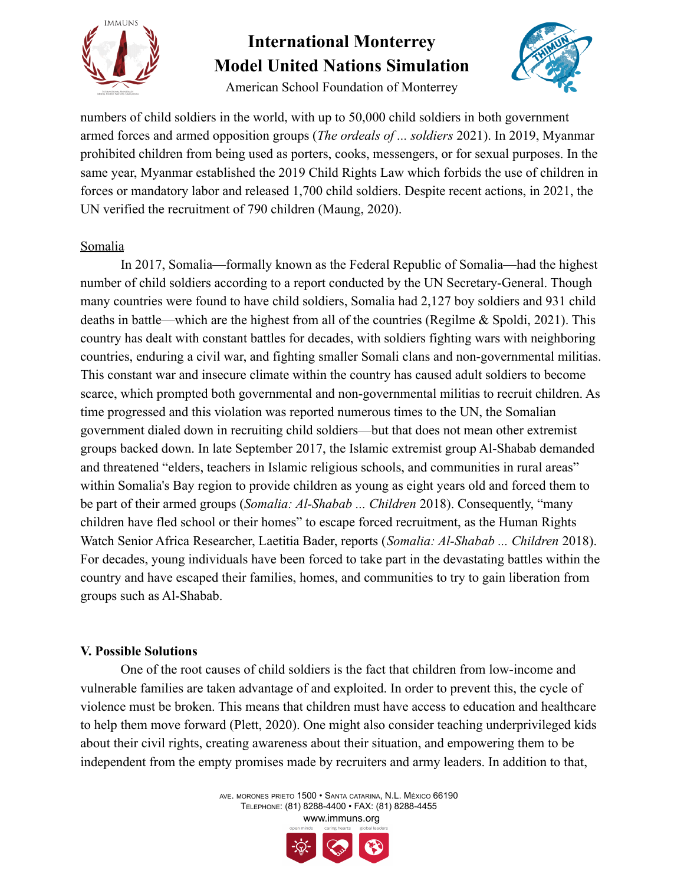numbers of child soldiers in the world, with up to 50,000 child soldiers in both government armed forces and armed opposition groups (*The ordeals of ... soldiers* 2021). In 2019, Myanmar prohibited children from being used as porters, cooks, messengers, or for sexual purposes. In the same year, Myanmar established the 2019 Child Rights Law which forbids the use of children in forces or mandatory labor and released 1,700 child soldiers. Despite recent actions, in 2021, the UN verified the recruitment of 790 children (Maung, 2020).

<u>Somalia</u>

In 2017, Somalia—formally known as the Federal Republic of Somalia—had the highest number of child soldiers according to a report conducted by the UN Secretary-General. Though many countries were found to have child soldiers, Somalia had 2,127 boy soldiers and 931 child deaths in battle—which are the highest from all of the countries (Regilme & Spoldi, 2021). This country has dealt with constant battles for decades, with soldiers fighting wars with neighboring countries, enduring a civil war, and fighting smaller Somali clans and non-governmental militias. This constant war and insecure climate within the country has caused adult soldiers to become scarce, which prompted both governmental and non-governmental militias to recruit children. As time progressed and this violation was reported numerous times to the UN, the Somalian government dialed down in recruiting child soldiers—but that does not mean other extremist groups backed down. In late September 2017, the Islamic extremist group Al-Shabab demanded and threatened "elders, teachers in Islamic religious schools, and communities in rural areas" within Somalia's Bay region to provide children as young as eight years old and forced them to be part of their armed groups (*Somalia: Al-Shabab ... Children* 2018). Consequently, "many children have fled school or their homes" to escape forced recruitment, as the Human Rights Watch Senior Africa Researcher, Laetitia Bader, reports (*Somalia: Al-Shabab ... Children* 2018). For decades, young individuals have been forced to take part in the devastating battles within the country and have escaped their families, homes, and communities to try to gain liberation from groups such as Al-Shabab.

### V. Possible Solutions

One of the root causes of child soldiers is the fact that children from low-income and vulnerable families are taken advantage of and exploited. In order to prevent this, the cycle of violence must be broken. This means that children must have access to education and healthcare to help them move forward (Plett, 2020). One might also consider teaching underprivileged kids about their civil rights, creating awareness about their situation, and empowering them to be independent from the empty promises made by recruiters and army leaders. In addition to that,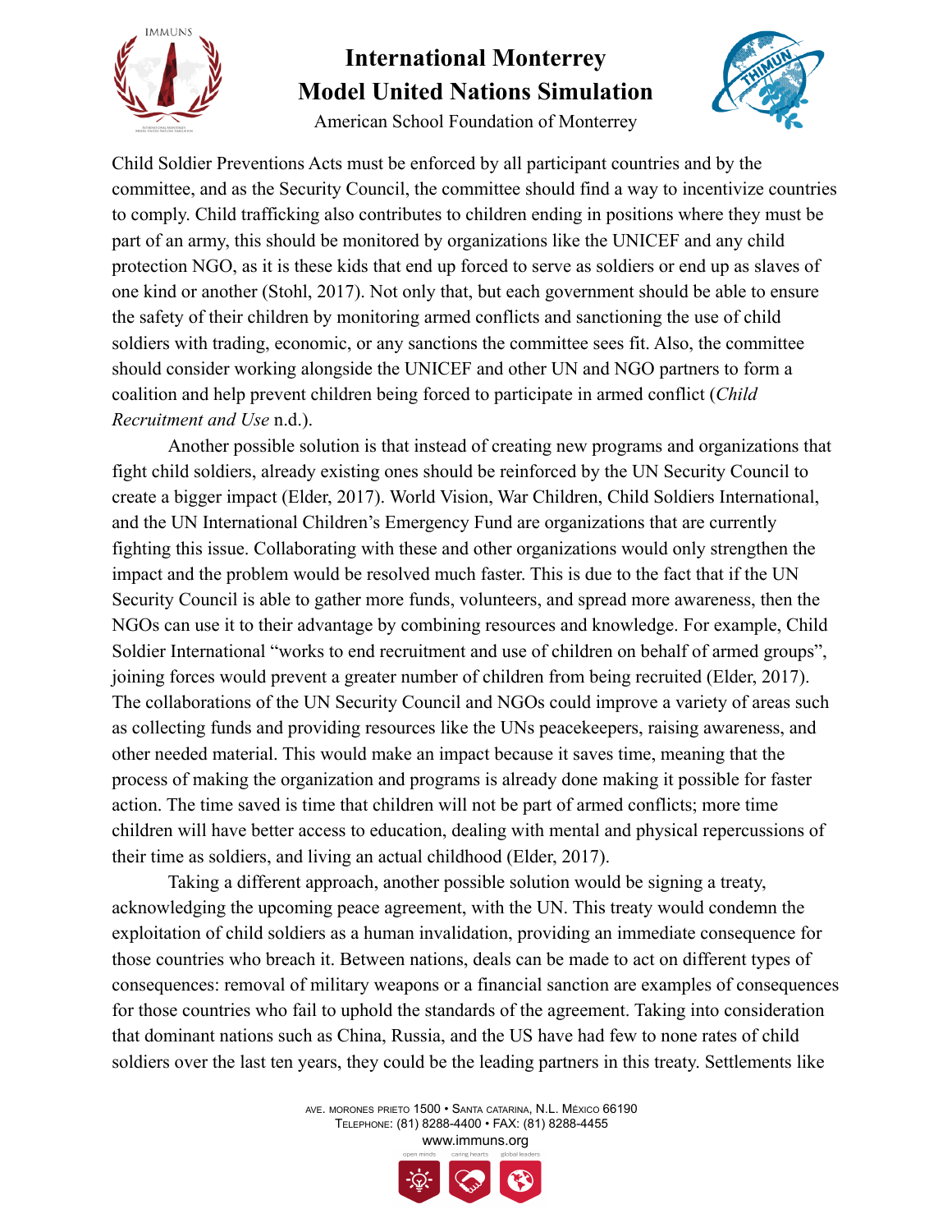Child Soldier Preventions Acts must be enforced by all participant countries and by the committee, and as the Security Council, the committee should find a way to incentivize countries to comply. Child trafficking also contributes to children ending in positions where they must be part of an army, this should be monitored by organizations like the UNICEF and any child protection NGO, as it is these kids that end up forced to serve as soldiers or end up as slaves of one kind or another (Stohl, 2017). Not only that, but each government should be able to ensure the safety of their children by monitoring armed conflicts and sanctioning the use of child soldiers with trading, economic, or any sanctions the committee sees fit. Also, the committee should consider working alongside the UNICEF and other UN and NGO partners to form a coalition and help prevent children being forced to participate in armed conflict (*Child Recruitment and Use* n.d.).

Another possible solution is that instead of creating new programs and organizations that fight child soldiers, already existing ones should be reinforced by the UN Security Council to create a bigger impact (Elder, 2017). World Vision, War Children, Child Soldiers International, and the UN International Children's Emergency Fund are organizations that are currently fighting this issue. Collaborating with these and other organizations would only strengthen the impact and the problem would be resolved much faster. This is due to the fact that if the UN Security Council is able to gather more funds, volunteers, and spread more awareness, then the NGOs can use it to their advantage by combining resources and knowledge. For example, Child Soldier International "works to end recruitment and use of children on behalf of armed groups", joining forces would prevent a greater number of children from being recruited (Elder, 2017). The collaborations of the UN Security Council and NGOs could improve a variety of areas such as collecting funds and providing resources like the UNs peacekeepers, raising awareness, and other needed material. This would make an impact because it saves time, meaning that the process of making the organization and programs is already done making it possible for faster action. The time saved is time that children will not be part of armed conflicts; more time children will have better access to education, dealing with mental and physical repercussions of their time as soldiers, and living an actual childhood (Elder, 2017).

Taking a different approach, another possible solution would be signing a treaty, acknowledging the upcoming peace agreement, with the UN. This treaty would condemn the exploitation of child soldiers as a human invalidation, providing an immediate consequence for those countries who breach it. Between nations, deals can be made to act on different types of consequences: removal of military weapons or a financial sanction are examples of consequences for those countries who fail to uphold the standards of the agreement. Taking into consideration that dominant nations such as China, Russia, and the US have had few to none rates of child soldiers over the last ten years, they could be the leading partners in this treaty. Settlements like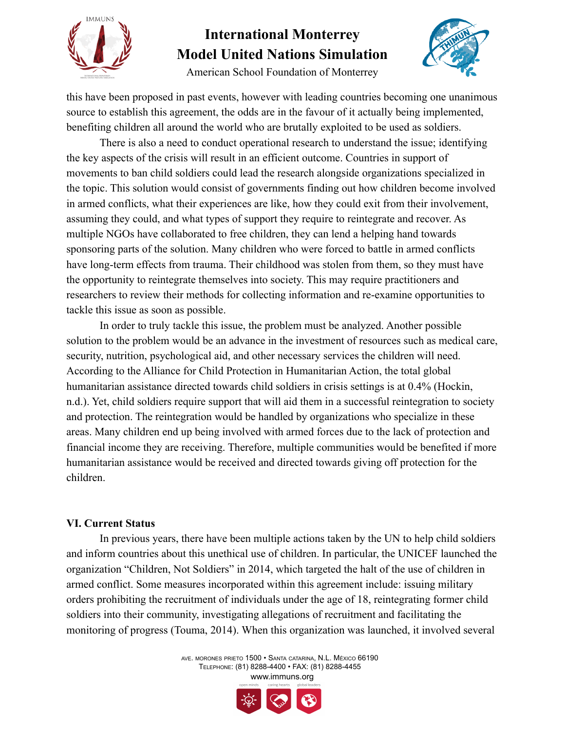this have been proposed in past events, however with leading countries becoming one unanimous source to establish this agreement, the odds are in the favour of it actually being implemented, benefiting children all around the world who are brutally exploited to be used as soldiers.

There is also a need to conduct operational research to understand the issue; identifying the key aspects of the crisis will result in an efficient outcome. Countries in support of movements to ban child soldiers could lead the research alongside organizations specialized in the topic. This solution would consist of governments finding out how children become involved in armed conflicts, what their experiences are like, how they could exit from their involvement, assuming they could, and what types of support they require to reintegrate and recover. As multiple NGOs have collaborated to free children, they can lend a helping hand towards sponsoring parts of the solution. Many children who were forced to battle in armed conflicts have long-term effects from trauma. Their childhood was stolen from them, so they must have the opportunity to reintegrate themselves into society. This may require practitioners and researchers to review their methods for collecting information and re-examine opportunities to tackle this issue as soon as possible.

In order to truly tackle this issue, the problem must be analyzed. Another possible solution to the problem would be an advance in the investment of resources such as medical care, security, nutrition, psychological aid, and other necessary services the children will need. According to the Alliance for Child Protection in Humanitarian Action, the total global humanitarian assistance directed towards child soldiers in crisis settings is at 0.4% (Hockin, n.d.). Yet, child soldiers require support that will aid them in a successful reintegration to society and protection. The reintegration would be handled by organizations who specialize in these areas. Many children end up being involved with armed forces due to the lack of protection and financial income they are receiving. Therefore, multiple communities would be benefited if more humanitarian assistance would be received and directed towards giving off protection for the children.

### VI. Current Status

In previous years, there have been multiple actions taken by the UN to help child soldiers and inform countries about this unethical use of children. In particular, the UNICEF launched the organization "Children, Not Soldiers" in 2014, which targeted the halt of the use of children in armed conflict. Some measures incorporated within this agreement include: issuing military orders prohibiting the recruitment of individuals under the age of 18, reintegrating former child soldiers into their community, investigating allegations of recruitment and facilitating the monitoring of progress (Touma, 2014). When this organization was launched, it involved several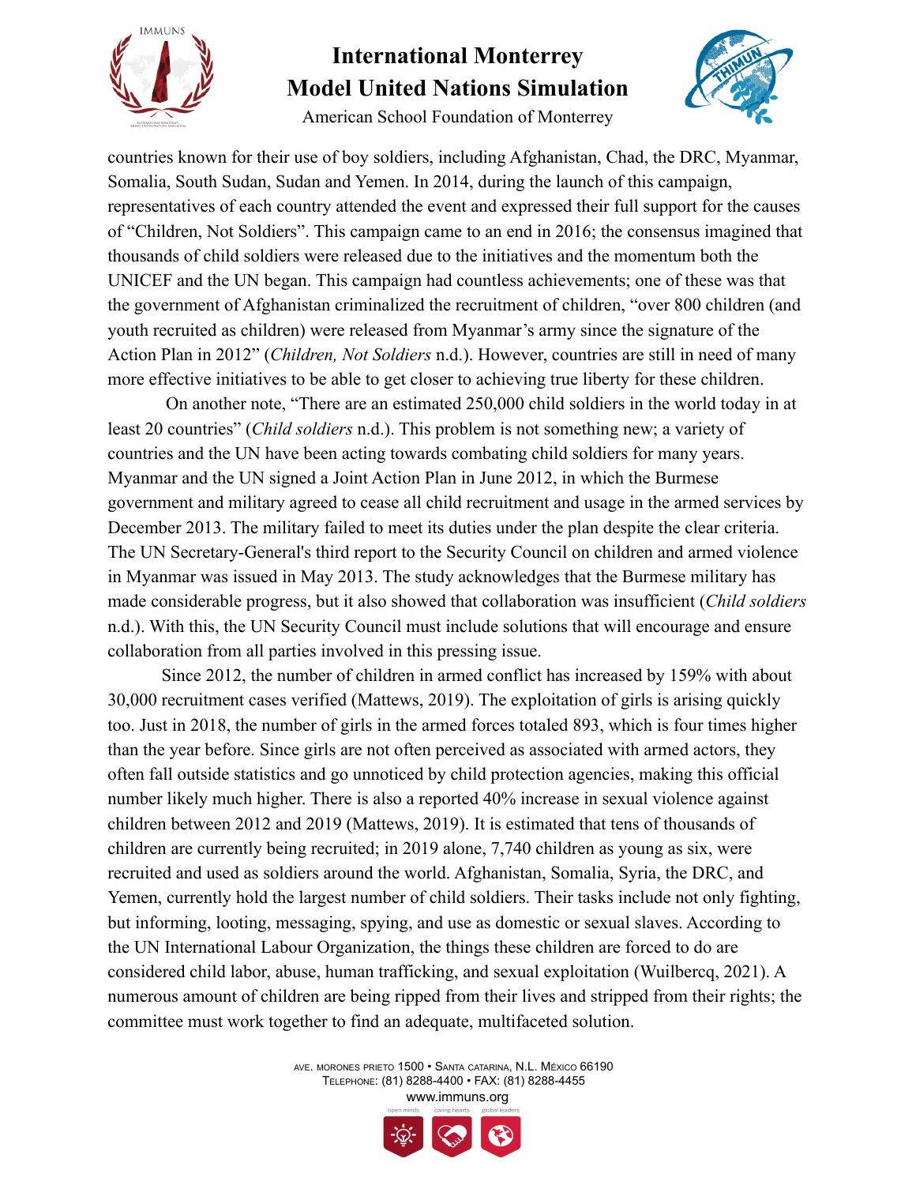countries known for their use of boy soldiers, including Afghanistan, Chad, the DRC, Myanmar, Somalia, South Sudan, Sudan and Yemen. In 2014, during the launch of this campaign, representatives of each country attended the event and expressed their full support for the causes of "Children, Not Soldiers". This campaign came to an end in 2016; the consensus imagined that thousands of child soldiers were released due to the initiatives and the momentum both the UNICEF and the UN began. This campaign had countless achievements; one of these was that the government of Afghanistan criminalized the recruitment of children, "over 800 children (and youth recruited as children) were released from Myanmar's army since the signature of the Action Plan in 2012" (*Children, Not Soldiers* n.d.). However, countries are still in need of many more effective initiatives to be able to get closer to achieving true liberty for these children.

On another note, "There are an estimated 250,000 child soldiers in the world today in at least 20 countries" (*Child soldiers* n.d.). This problem is not something new; a variety of countries and the UN have been acting towards combating child soldiers for many years. Myanmar and the UN signed a Joint Action Plan in June 2012, in which the Burmese government and military agreed to cease all child recruitment and usage in the armed services by December 2013. The military failed to meet its duties under the plan despite the clear criteria. The UN Secretary-General's third report to the Security Council on children and armed violence in Myanmar was issued in May 2013. The study acknowledges that the Burmese military has made considerable progress, but it also showed that collaboration was insufficient (*Child soldiers* n.d.). With this, the UN Security Council must include solutions that will encourage and ensure collaboration from all parties involved in this pressing issue.

Since 2012, the number of children in armed conflict has increased by 159% with about 30,000 recruitment cases verified (Mattews, 2019). The exploitation of girls is arising quickly too. Just in 2018, the number of girls in the armed forces totaled 893, which is four times higher than the year before. Since girls are not often perceived as associated with armed actors, they often fall outside statistics and go unnoticed by child protection agencies, making this official number likely much higher. There is also a reported 40% increase in sexual violence against children between 2012 and 2019 (Mattews, 2019). It is estimated that tens of thousands of children are currently being recruited; in 2019 alone, 7,740 children as young as six, were recruited and used as soldiers around the world. Afghanistan, Somalia, Syria, the DRC, and Yemen, currently hold the largest number of child soldiers. Their tasks include not only fighting, but informing, looting, messaging, spying, and use as domestic or sexual slaves. According to the UN International Labour Organization, the things these children are forced to do are considered child labor, abuse, human trafficking, and sexual exploitation (Wuilbercq, 2021). A numerous amount of children are being ripped from their lives and stripped from their rights; the committee must work together to find an adequate, multifaceted solution.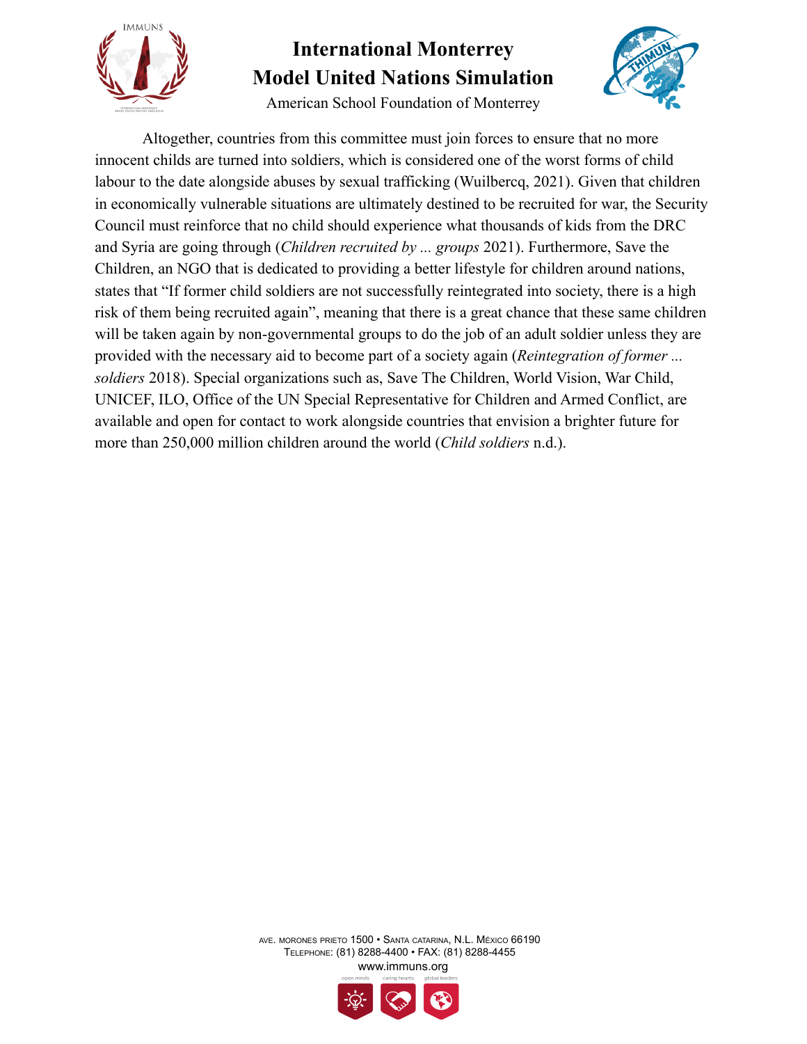Altogether, countries from this committee must join forces to ensure that no more innocent childs are turned into soldiers, which is considered one of the worst forms of child labour to the date alongside abuses by sexual trafficking (Wuilbercq, 2021). Given that children in economically vulnerable situations are ultimately destined to be recruited for war, the Security Council must reinforce that no child should experience what thousands of kids from the DRC and Syria are going through (*Children recruited by ... groups* 2021). Furthermore, Save the Children, an NGO that is dedicated to providing a better lifestyle for children around nations, states that "If former child soldiers are not successfully reintegrated into society, there is a high risk of them being recruited again", meaning that there is a great chance that these same children will be taken again by non-governmental groups to do the job of an adult soldier unless they are provided with the necessary aid to become part of a society again (*Reintegration of former ... soldiers* 2018). Special organizations such as, Save The Children, World Vision, War Child, UNICEF, ILO, Office of the UN Special Representative for Children and Armed Conflict, are available and open for contact to work alongside countries that envision a brighter future for more than 250,000 million children around the world (*Child soldiers* n.d.).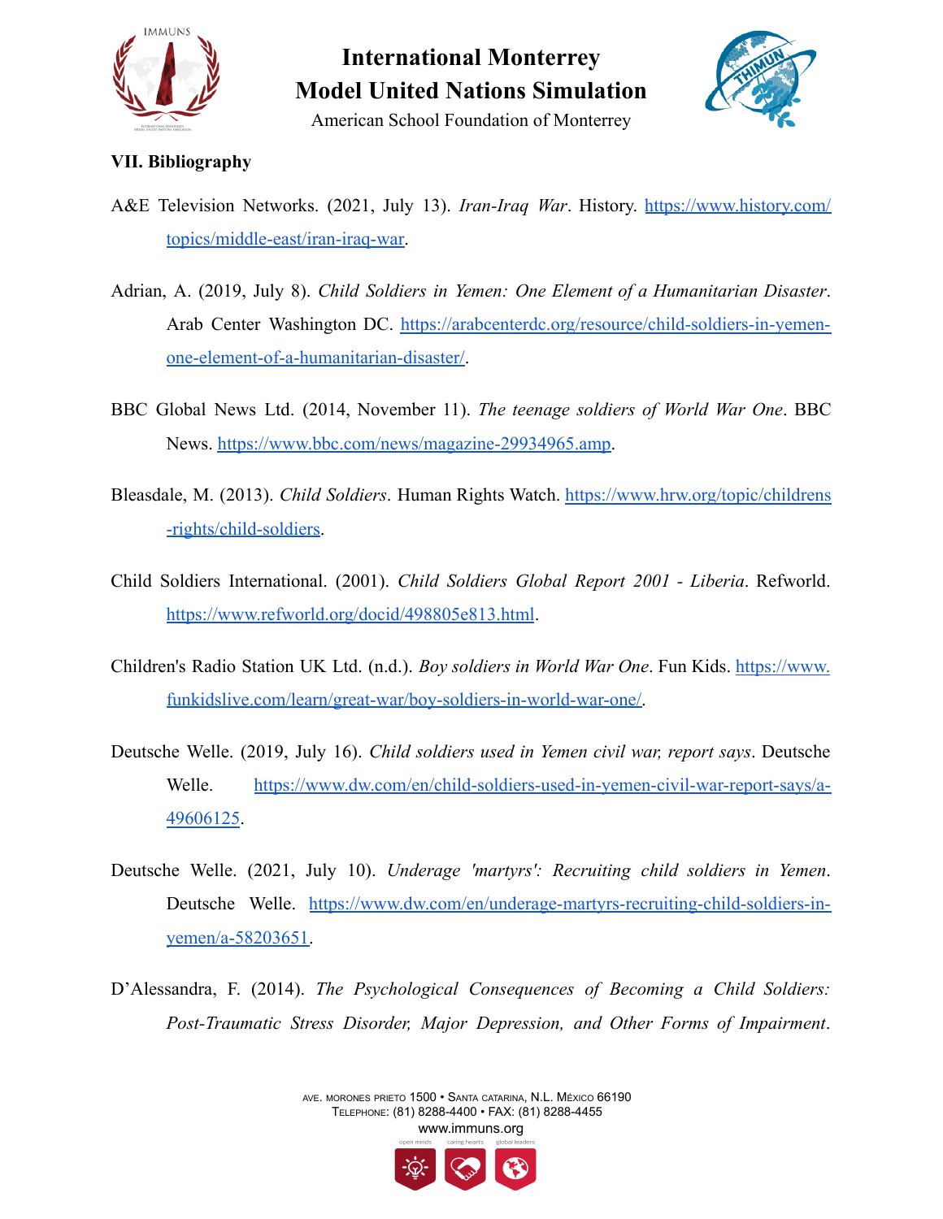## VII. Bibliography

A&E Television Networks. (2021, July 13). *Iran-Iraq War*. History. https://www.history.com/topics/middle-east/iran-iraq-war.

Adrian, A. (2019, July 8). *Child Soldiers in Yemen: One Element of a Humanitarian Disaster*. Arab Center Washington DC. https://arabcenterdc.org/resource/child-soldiers-in-yemen-one-element-of-a-humanitarian-disaster/.

BBC Global News Ltd. (2014, November 11). *The teenage soldiers of World War One*. BBC News. https://www.bbc.com/news/magazine-29934965.amp.

Bleasdale, M. (2013). *Child Soldiers*. Human Rights Watch. https://www.hrw.org/topic/childrens-rights/child-soldiers.

Child Soldiers International. (2001). *Child Soldiers Global Report 2001 - Liberia*. Refworld. https://www.refworld.org/docid/498805e813.html.

Children's Radio Station UK Ltd. (n.d.). *Boy soldiers in World War One*. Fun Kids. https://www.funkidslive.com/learn/great-war/boy-soldiers-in-world-war-one/.

Deutsche Welle. (2019, July 16). *Child soldiers used in Yemen civil war, report says*. Deutsche Welle. https://www.dw.com/en/child-soldiers-used-in-yemen-civil-war-report-says/a-49606125.

Deutsche Welle. (2021, July 10). *Underage 'martyrs': Recruiting child soldiers in Yemen*. Deutsche Welle. https://www.dw.com/en/underage-martyrs-recruiting-child-soldiers-in-yemen/a-58203651.

D'Alessandra, F. (2014). *The Psychological Consequences of Becoming a Child Soldiers: Post-Traumatic Stress Disorder, Major Depression, and Other Forms of Impairment*.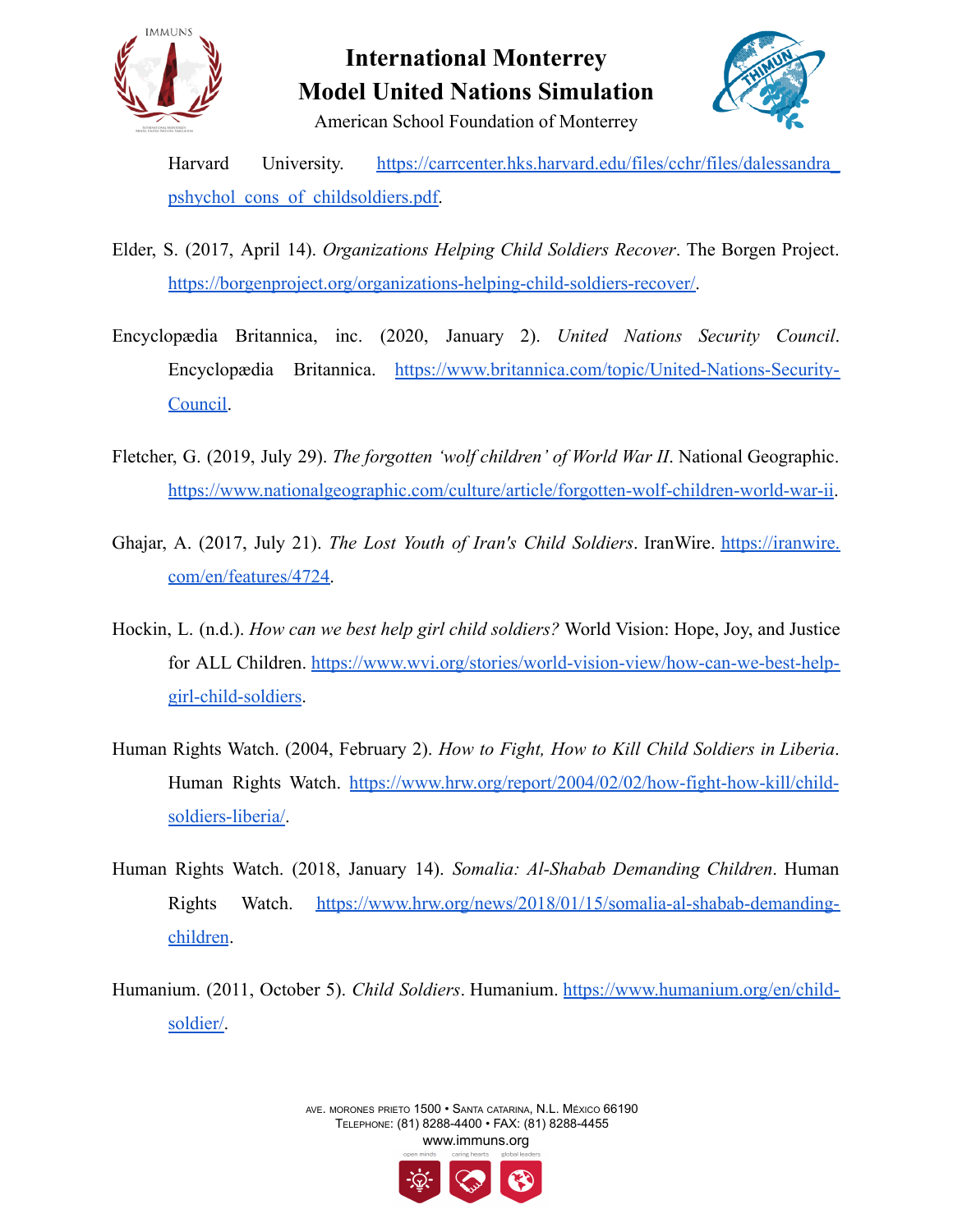Harvard University. https://carrcenter.hks.harvard.edu/files/cchr/files/dalessandra_pshychol_cons_of_childsoldiers.pdf.

Elder, S. (2017, April 14). *Organizations Helping Child Soldiers Recover*. The Borgen Project. https://borgenproject.org/organizations-helping-child-soldiers-recover/.

Encyclopædia Britannica, inc. (2020, January 2). *United Nations Security Council*. Encyclopædia Britannica. https://www.britannica.com/topic/United-Nations-Security-Council.

Fletcher, G. (2019, July 29). *The forgotten 'wolf children' of World War II*. National Geographic. https://www.nationalgeographic.com/culture/article/forgotten-wolf-children-world-war-ii.

Ghajar, A. (2017, July 21). *The Lost Youth of Iran's Child Soldiers*. IranWire. https://iranwire.com/en/features/4724.

Hockin, L. (n.d.). *How can we best help girl child soldiers?* World Vision: Hope, Joy, and Justice for ALL Children. https://www.wvi.org/stories/world-vision-view/how-can-we-best-help-girl-child-soldiers.

Human Rights Watch. (2004, February 2). *How to Fight, How to Kill Child Soldiers in Liberia*. Human Rights Watch. https://www.hrw.org/report/2004/02/02/how-fight-how-kill/child-soldiers-liberia/.

Human Rights Watch. (2018, January 14). *Somalia: Al-Shabab Demanding Children*. Human Rights Watch. https://www.hrw.org/news/2018/01/15/somalia-al-shabab-demanding-children.

Humanium. (2011, October 5). *Child Soldiers*. Humanium. https://www.humanium.org/en/child-soldier/.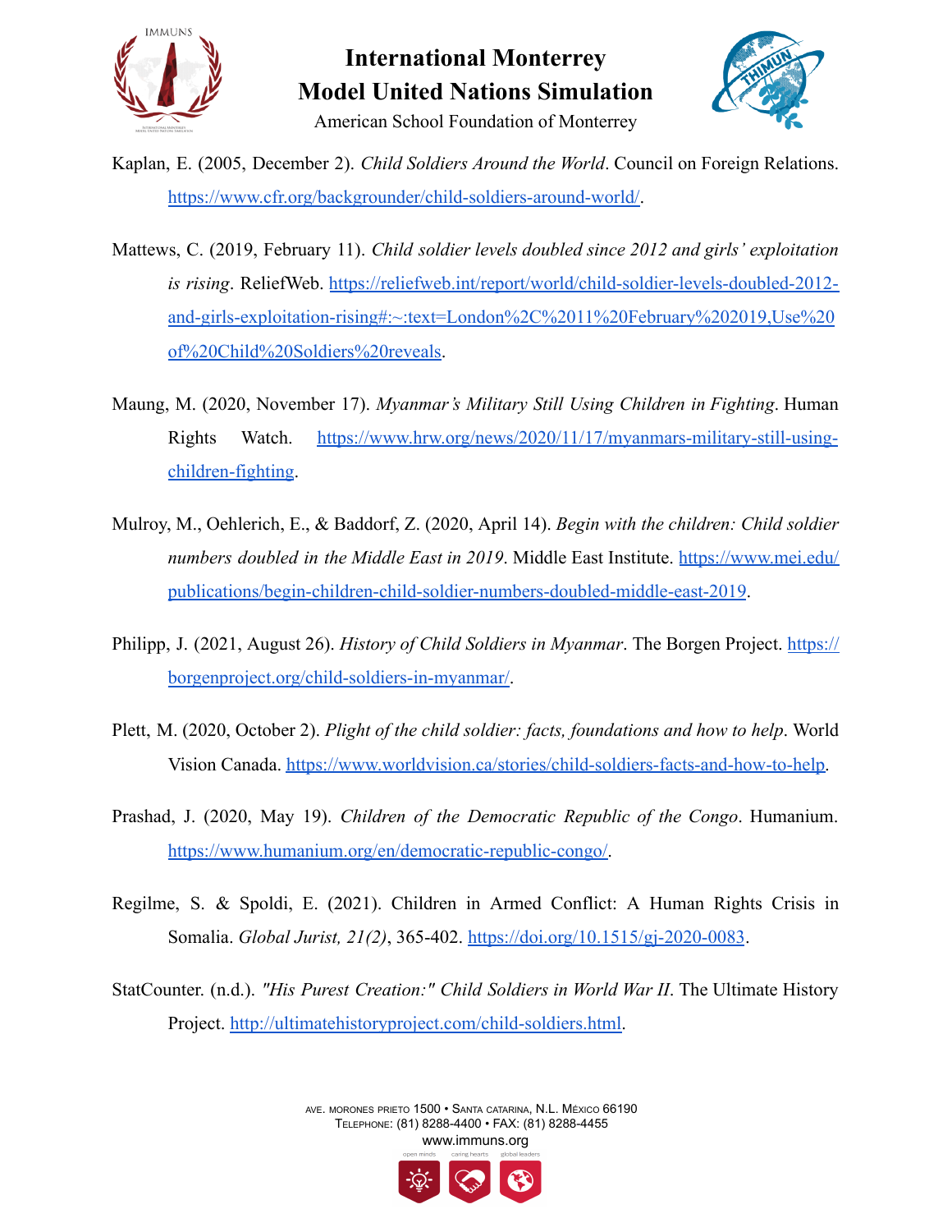Kaplan, E. (2005, December 2). *Child Soldiers Around the World*. Council on Foreign Relations. https://www.cfr.org/backgrounder/child-soldiers-around-world/.

Mattews, C. (2019, February 11). *Child soldier levels doubled since 2012 and girls' exploitation is rising*. ReliefWeb. https://reliefweb.int/report/world/child-soldier-levels-doubled-2012-and-girls-exploitation-rising#:~:text=London%2C%2011%20February%202019,Use%20of%20Child%20Soldiers%20reveals.

Maung, M. (2020, November 17). *Myanmar's Military Still Using Children in Fighting*. Human Rights Watch. https://www.hrw.org/news/2020/11/17/myanmars-military-still-using-children-fighting.

Mulroy, M., Oehlerich, E., & Baddorf, Z. (2020, April 14). *Begin with the children: Child soldier numbers doubled in the Middle East in 2019*. Middle East Institute. https://www.mei.edu/publications/begin-children-child-soldier-numbers-doubled-middle-east-2019.

Philipp, J. (2021, August 26). *History of Child Soldiers in Myanmar*. The Borgen Project. https://borgenproject.org/child-soldiers-in-myanmar/.

Plett, M. (2020, October 2). *Plight of the child soldier: facts, foundations and how to help*. World Vision Canada. https://www.worldvision.ca/stories/child-soldiers-facts-and-how-to-help.

Prashad, J. (2020, May 19). *Children of the Democratic Republic of the Congo*. Humanium. https://www.humanium.org/en/democratic-republic-congo/.

Regilme, S. & Spoldi, E. (2021). Children in Armed Conflict: A Human Rights Crisis in Somalia. *Global Jurist, 21(2)*, 365-402. https://doi.org/10.1515/gj-2020-0083.

StatCounter. (n.d.). *"His Purest Creation:" Child Soldiers in World War II*. The Ultimate History Project. http://ultimatehistoryproject.com/child-soldiers.html.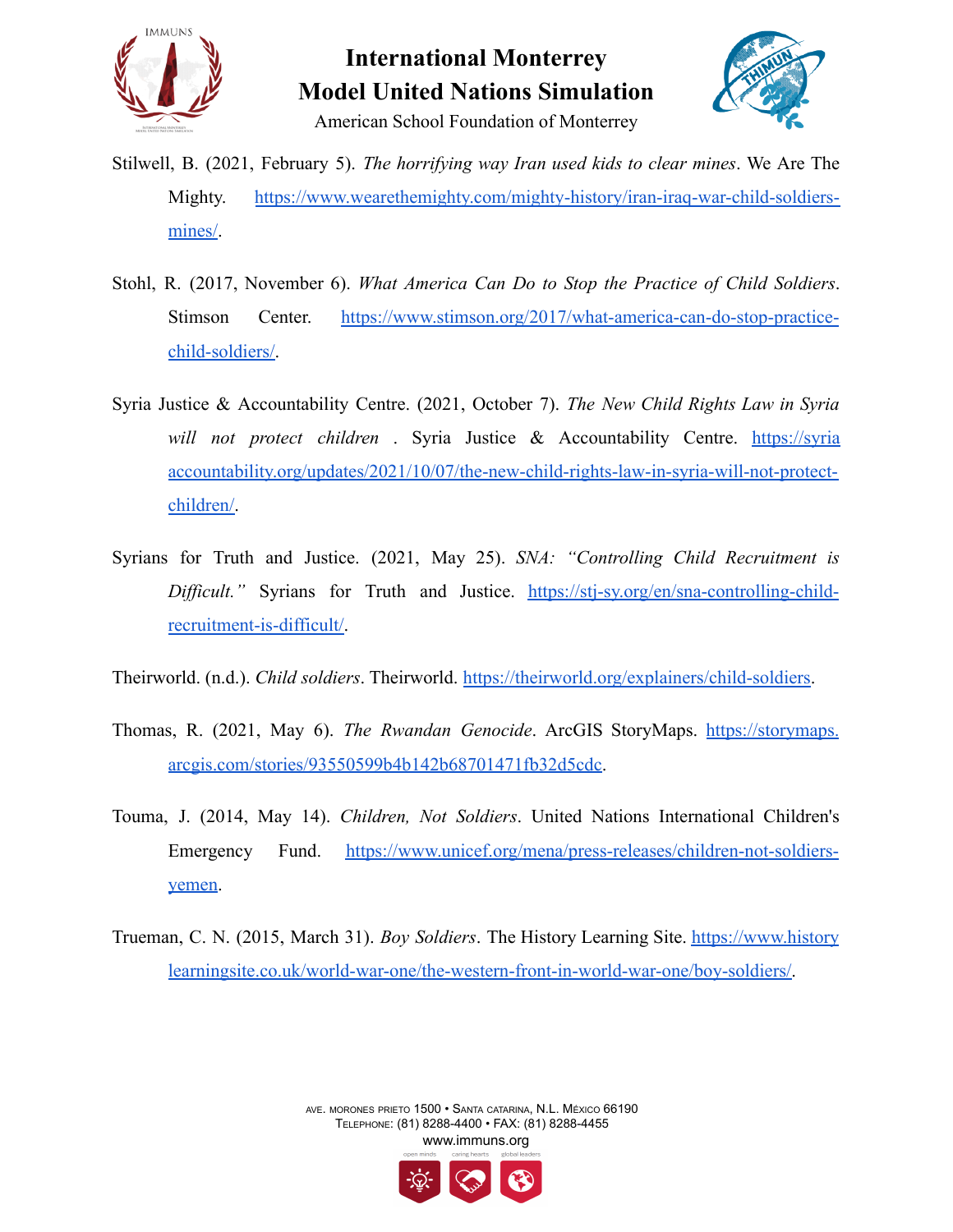Stilwell, B. (2021, February 5). *The horrifying way Iran used kids to clear mines*. We Are The Mighty. https://www.wearethemighty.com/mighty-history/iran-iraq-war-child-soldiers-mines/.

Stohl, R. (2017, November 6). *What America Can Do to Stop the Practice of Child Soldiers*. Stimson Center. https://www.stimson.org/2017/what-america-can-do-stop-practice-child-soldiers/.

Syria Justice & Accountability Centre. (2021, October 7). *The New Child Rights Law in Syria will not protect children* . Syria Justice & Accountability Centre. https://syriaaccountability.org/updates/2021/10/07/the-new-child-rights-law-in-syria-will-not-protect-children/.

Syrians for Truth and Justice. (2021, May 25). *SNA: "Controlling Child Recruitment is Difficult."* Syrians for Truth and Justice. https://stj-sy.org/en/sna-controlling-child-recruitment-is-difficult/.

Theirworld. (n.d.). *Child soldiers*. Theirworld. https://theirworld.org/explainers/child-soldiers.

Thomas, R. (2021, May 6). *The Rwandan Genocide*. ArcGIS StoryMaps. https://storymaps.arcgis.com/stories/93550599b4b142b68701471fb32d5cdc.

Touma, J. (2014, May 14). *Children, Not Soldiers*. United Nations International Children's Emergency Fund. https://www.unicef.org/mena/press-releases/children-not-soldiers-yemen.

Trueman, C. N. (2015, March 31). *Boy Soldiers*. The History Learning Site. https://www.historylearningsite.co.uk/world-war-one/the-western-front-in-world-war-one/boy-soldiers/.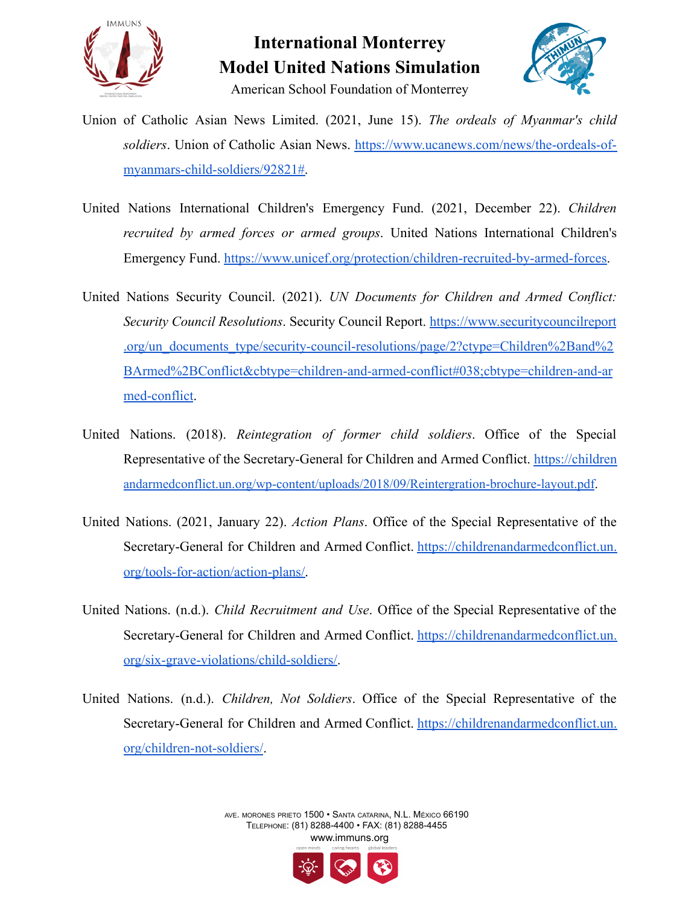Union of Catholic Asian News Limited. (2021, June 15). *The ordeals of Myanmar's child soldiers*. Union of Catholic Asian News. https://www.ucanews.com/news/the-ordeals-of-myanmars-child-soldiers/92821#.

United Nations International Children's Emergency Fund. (2021, December 22). *Children recruited by armed forces or armed groups*. United Nations International Children's Emergency Fund. https://www.unicef.org/protection/children-recruited-by-armed-forces.

United Nations Security Council. (2021). *UN Documents for Children and Armed Conflict: Security Council Resolutions*. Security Council Report. https://www.securitycouncilreport.org/un_documents_type/security-council-resolutions/page/2?ctype=Children%2Band%2BArmed%2BConflict&cbtype=children-and-armed-conflict#038;cbtype=children-and-armed-conflict.

United Nations. (2018). *Reintegration of former child soldiers*. Office of the Special Representative of the Secretary-General for Children and Armed Conflict. https://childrenandarmedconflict.un.org/wp-content/uploads/2018/09/Reintergration-brochure-layout.pdf.

United Nations. (2021, January 22). *Action Plans*. Office of the Special Representative of the Secretary-General for Children and Armed Conflict. https://childrenandarmedconflict.un.org/tools-for-action/action-plans/.

United Nations. (n.d.). *Child Recruitment and Use*. Office of the Special Representative of the Secretary-General for Children and Armed Conflict. https://childrenandarmedconflict.un.org/six-grave-violations/child-soldiers/.

United Nations. (n.d.). *Children, Not Soldiers*. Office of the Special Representative of the Secretary-General for Children and Armed Conflict. https://childrenandarmedconflict.un.org/children-not-soldiers/.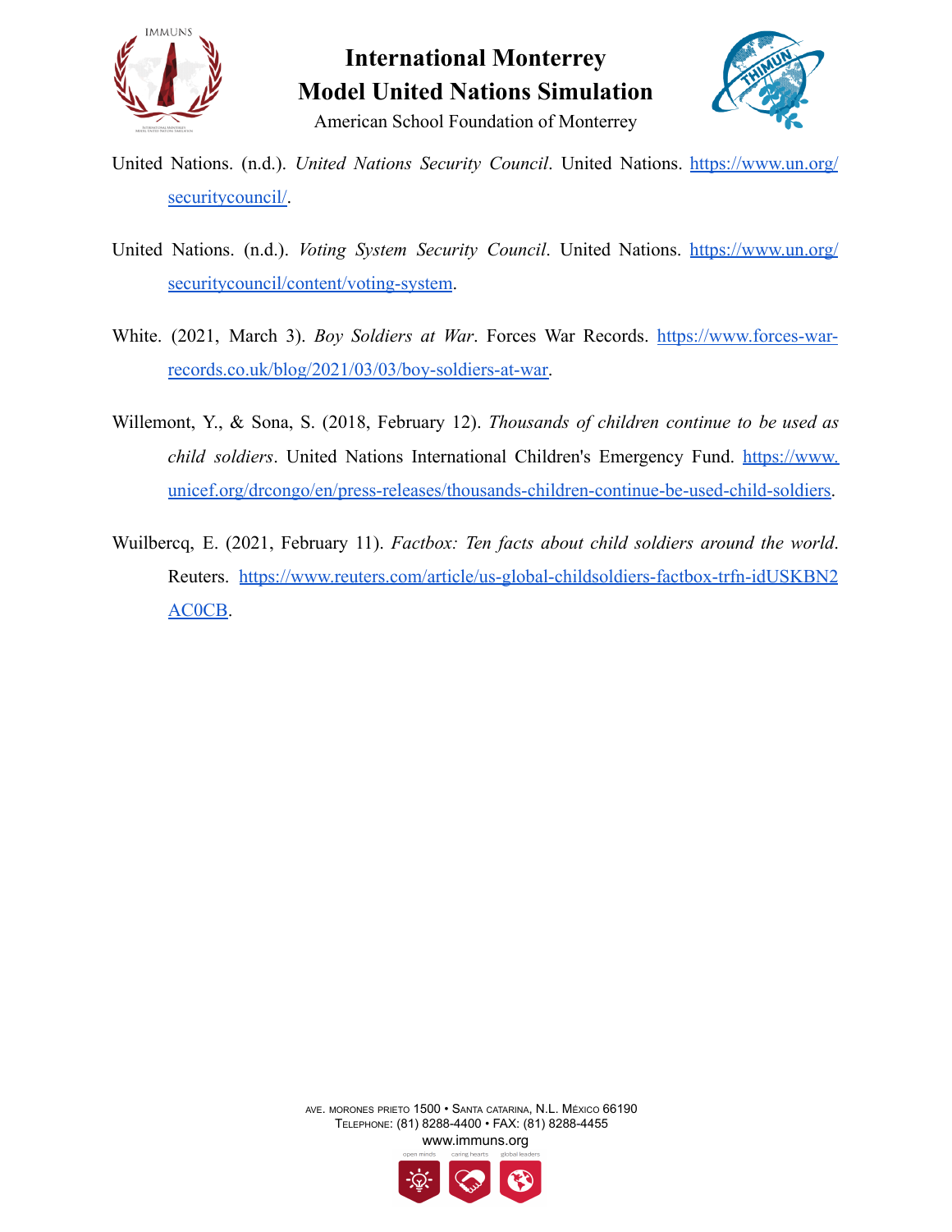United Nations. (n.d.). *United Nations Security Council*. United Nations. https://www.un.org/securitycouncil/.

United Nations. (n.d.). *Voting System Security Council*. United Nations. https://www.un.org/securitycouncil/content/voting-system.

White. (2021, March 3). *Boy Soldiers at War*. Forces War Records. https://www.forces-war-records.co.uk/blog/2021/03/03/boy-soldiers-at-war.

Willemont, Y., & Sona, S. (2018, February 12). *Thousands of children continue to be used as child soldiers*. United Nations International Children's Emergency Fund. https://www.unicef.org/drcongo/en/press-releases/thousands-children-continue-be-used-child-soldiers.

Wuilbercq, E. (2021, February 11). *Factbox: Ten facts about child soldiers around the world*. Reuters. https://www.reuters.com/article/us-global-childsoldiers-factbox-trfn-idUSKBN2AC0CB.